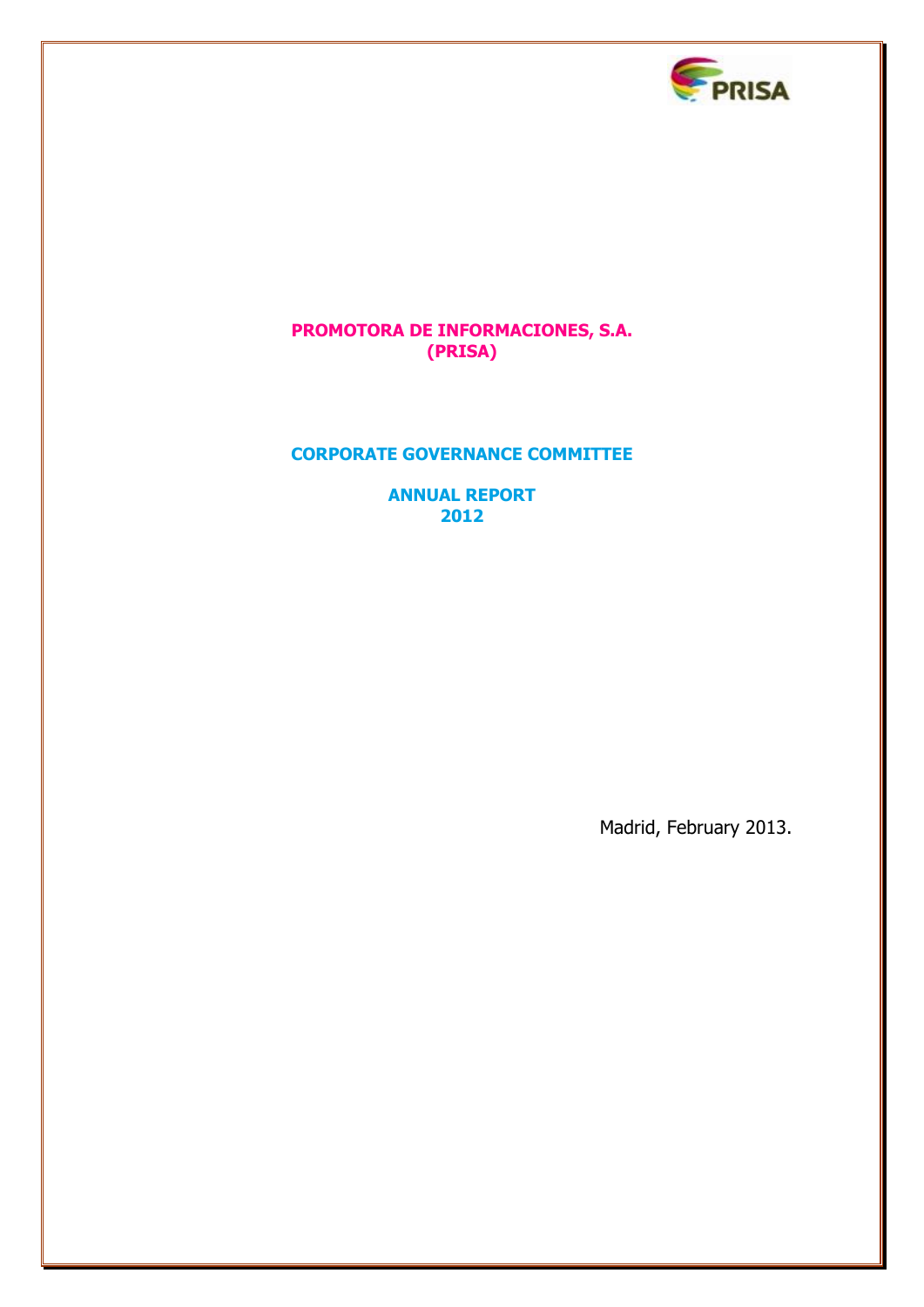**PROMOTORA DE INFORMACIONES, S.A.**
**(PRISA)**

**CORPORATE GOVERNANCE COMMITTEE**

**ANNUAL REPORT**
**2012**

Madrid, February 2013.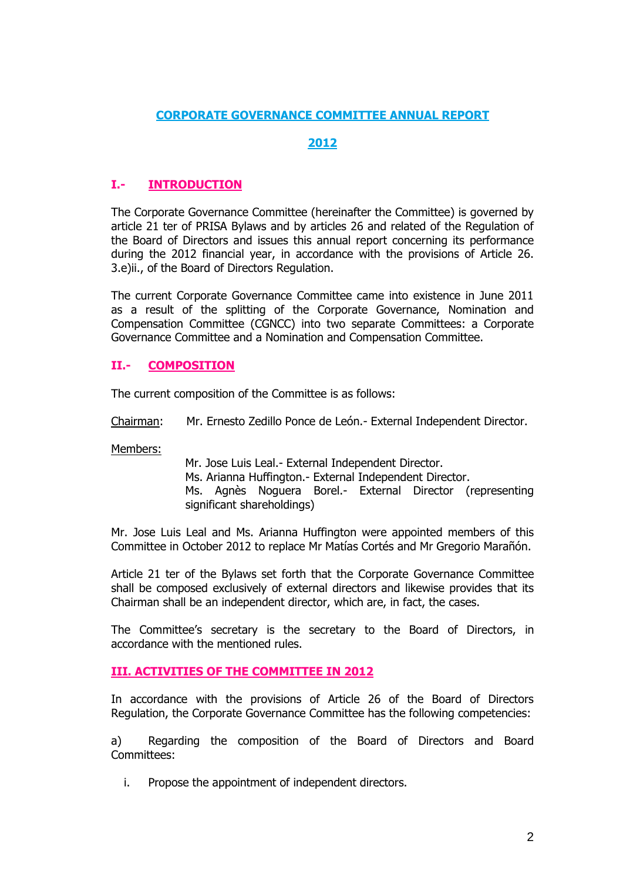# CORPORATE GOVERNANCE COMMITTEE ANNUAL REPORT

# 2012

## I.- INTRODUCTION

The Corporate Governance Committee (hereinafter the Committee) is governed by article 21 ter of PRISA Bylaws and by articles 26 and related of the Regulation of the Board of Directors and issues this annual report concerning its performance during the 2012 financial year, in accordance with the provisions of Article 26. 3.e)ii., of the Board of Directors Regulation.

The current Corporate Governance Committee came into existence in June 2011 as a result of the splitting of the Corporate Governance, Nomination and Compensation Committee (CGNCC) into two separate Committees: a Corporate Governance Committee and a Nomination and Compensation Committee.

## II.- COMPOSITION

The current composition of the Committee is as follows:

Chairman: Mr. Ernesto Zedillo Ponce de León.- External Independent Director.

Members:

Mr. Jose Luis Leal.- External Independent Director.
Ms. Arianna Huffington.- External Independent Director.
Ms. Agnès Noguera Borel.- External Director (representing significant shareholdings)

Mr. Jose Luis Leal and Ms. Arianna Huffington were appointed members of this Committee in October 2012 to replace Mr Matías Cortés and Mr Gregorio Marañón.

Article 21 ter of the Bylaws set forth that the Corporate Governance Committee shall be composed exclusively of external directors and likewise provides that its Chairman shall be an independent director, which are, in fact, the cases.

The Committee's secretary is the secretary to the Board of Directors, in accordance with the mentioned rules.

## III. ACTIVITIES OF THE COMMITTEE IN 2012

In accordance with the provisions of Article 26 of the Board of Directors Regulation, the Corporate Governance Committee has the following competencies:

a) Regarding the composition of the Board of Directors and Board Committees:

i. Propose the appointment of independent directors.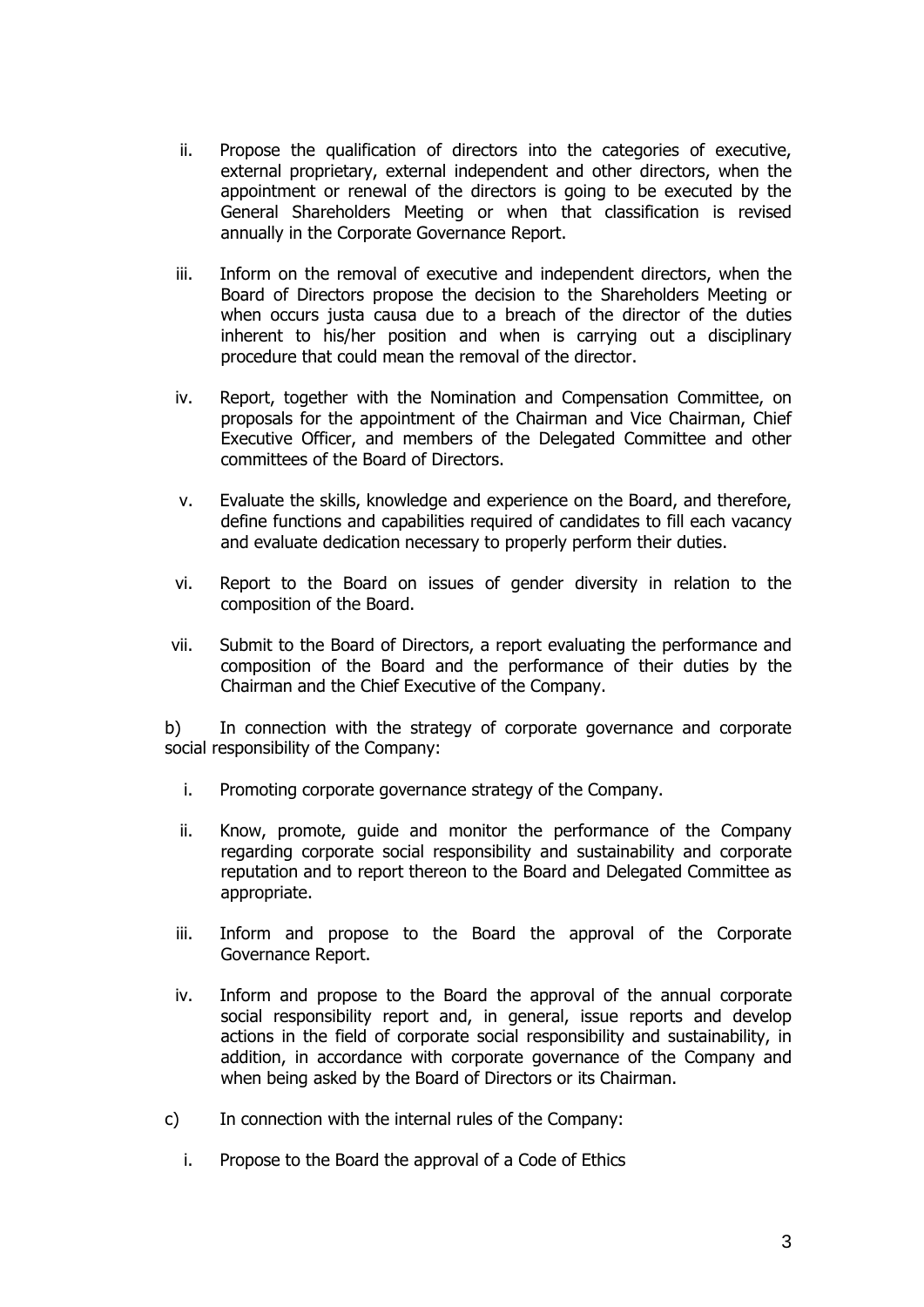ii. Propose the qualification of directors into the categories of executive, external proprietary, external independent and other directors, when the appointment or renewal of the directors is going to be executed by the General Shareholders Meeting or when that classification is revised annually in the Corporate Governance Report.

iii. Inform on the removal of executive and independent directors, when the Board of Directors propose the decision to the Shareholders Meeting or when occurs justa causa due to a breach of the director of the duties inherent to his/her position and when is carrying out a disciplinary procedure that could mean the removal of the director.

iv. Report, together with the Nomination and Compensation Committee, on proposals for the appointment of the Chairman and Vice Chairman, Chief Executive Officer, and members of the Delegated Committee and other committees of the Board of Directors.

v. Evaluate the skills, knowledge and experience on the Board, and therefore, define functions and capabilities required of candidates to fill each vacancy and evaluate dedication necessary to properly perform their duties.

vi. Report to the Board on issues of gender diversity in relation to the composition of the Board.

vii. Submit to the Board of Directors, a report evaluating the performance and composition of the Board and the performance of their duties by the Chairman and the Chief Executive of the Company.

b) In connection with the strategy of corporate governance and corporate social responsibility of the Company:

i. Promoting corporate governance strategy of the Company.

ii. Know, promote, guide and monitor the performance of the Company regarding corporate social responsibility and sustainability and corporate reputation and to report thereon to the Board and Delegated Committee as appropriate.

iii. Inform and propose to the Board the approval of the Corporate Governance Report.

iv. Inform and propose to the Board the approval of the annual corporate social responsibility report and, in general, issue reports and develop actions in the field of corporate social responsibility and sustainability, in addition, in accordance with corporate governance of the Company and when being asked by the Board of Directors or its Chairman.

c) In connection with the internal rules of the Company:

i. Propose to the Board the approval of a Code of Ethics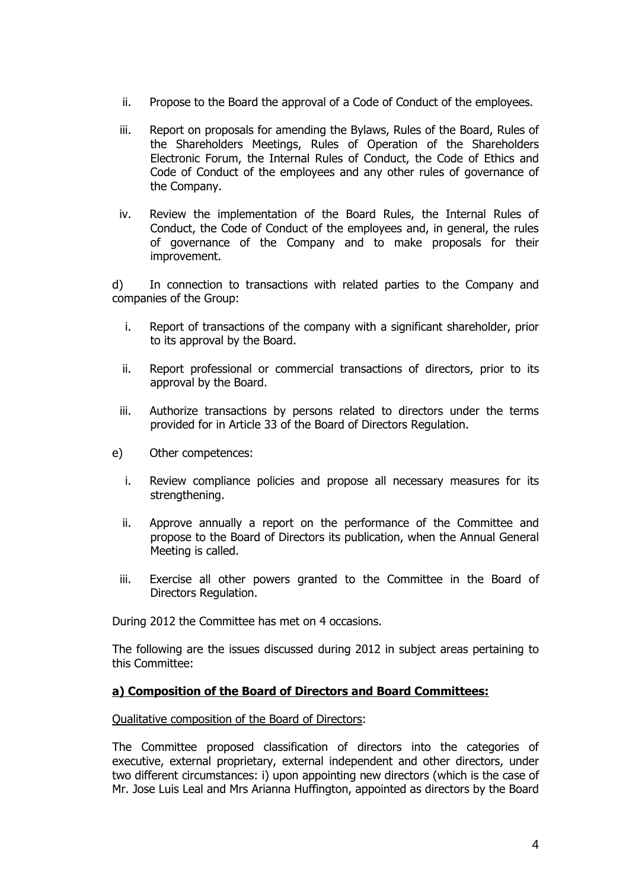ii. Propose to the Board the approval of a Code of Conduct of the employees.

iii. Report on proposals for amending the Bylaws, Rules of the Board, Rules of the Shareholders Meetings, Rules of Operation of the Shareholders Electronic Forum, the Internal Rules of Conduct, the Code of Ethics and Code of Conduct of the employees and any other rules of governance of the Company.

iv. Review the implementation of the Board Rules, the Internal Rules of Conduct, the Code of Conduct of the employees and, in general, the rules of governance of the Company and to make proposals for their improvement.

d) In connection to transactions with related parties to the Company and companies of the Group:

i. Report of transactions of the company with a significant shareholder, prior to its approval by the Board.

ii. Report professional or commercial transactions of directors, prior to its approval by the Board.

iii. Authorize transactions by persons related to directors under the terms provided for in Article 33 of the Board of Directors Regulation.

e) Other competences:

i. Review compliance policies and propose all necessary measures for its strengthening.

ii. Approve annually a report on the performance of the Committee and propose to the Board of Directors its publication, when the Annual General Meeting is called.

iii. Exercise all other powers granted to the Committee in the Board of Directors Regulation.

During 2012 the Committee has met on 4 occasions.

The following are the issues discussed during 2012 in subject areas pertaining to this Committee:

**a) Composition of the Board of Directors and Board Committees:**

Qualitative composition of the Board of Directors:

The Committee proposed classification of directors into the categories of executive, external proprietary, external independent and other directors, under two different circumstances: i) upon appointing new directors (which is the case of Mr. Jose Luis Leal and Mrs Arianna Huffington, appointed as directors by the Board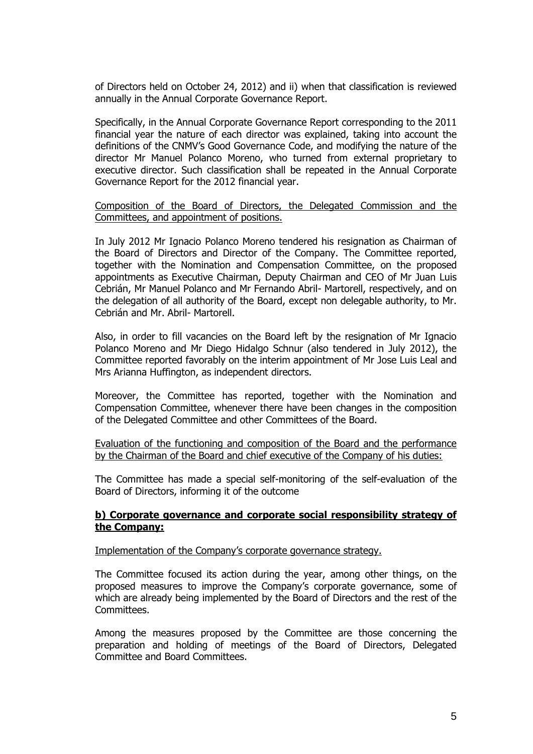of Directors held on October 24, 2012) and ii) when that classification is reviewed annually in the Annual Corporate Governance Report.

Specifically, in the Annual Corporate Governance Report corresponding to the 2011 financial year the nature of each director was explained, taking into account the definitions of the CNMV's Good Governance Code, and modifying the nature of the director Mr Manuel Polanco Moreno, who turned from external proprietary to executive director. Such classification shall be repeated in the Annual Corporate Governance Report for the 2012 financial year.

<u>Composition of the Board of Directors, the Delegated Commission and the Committees, and appointment of positions.</u>

In July 2012 Mr Ignacio Polanco Moreno tendered his resignation as Chairman of the Board of Directors and Director of the Company. The Committee reported, together with the Nomination and Compensation Committee, on the proposed appointments as Executive Chairman, Deputy Chairman and CEO of Mr Juan Luis Cebrián, Mr Manuel Polanco and Mr Fernando Abril- Martorell, respectively, and on the delegation of all authority of the Board, except non delegable authority, to Mr. Cebrián and Mr. Abril- Martorell.

Also, in order to fill vacancies on the Board left by the resignation of Mr Ignacio Polanco Moreno and Mr Diego Hidalgo Schnur (also tendered in July 2012), the Committee reported favorably on the interim appointment of Mr Jose Luis Leal and Mrs Arianna Huffington, as independent directors.

Moreover, the Committee has reported, together with the Nomination and Compensation Committee, whenever there have been changes in the composition of the Delegated Committee and other Committees of the Board.

<u>Evaluation of the functioning and composition of the Board and the performance by the Chairman of the Board and chief executive of the Company of his duties:</u>

The Committee has made a special self-monitoring of the self-evaluation of the Board of Directors, informing it of the outcome

**<u>b) Corporate governance and corporate social responsibility strategy of the Company:</u>**

<u>Implementation of the Company's corporate governance strategy.</u>

The Committee focused its action during the year, among other things, on the proposed measures to improve the Company's corporate governance, some of which are already being implemented by the Board of Directors and the rest of the Committees.

Among the measures proposed by the Committee are those concerning the preparation and holding of meetings of the Board of Directors, Delegated Committee and Board Committees.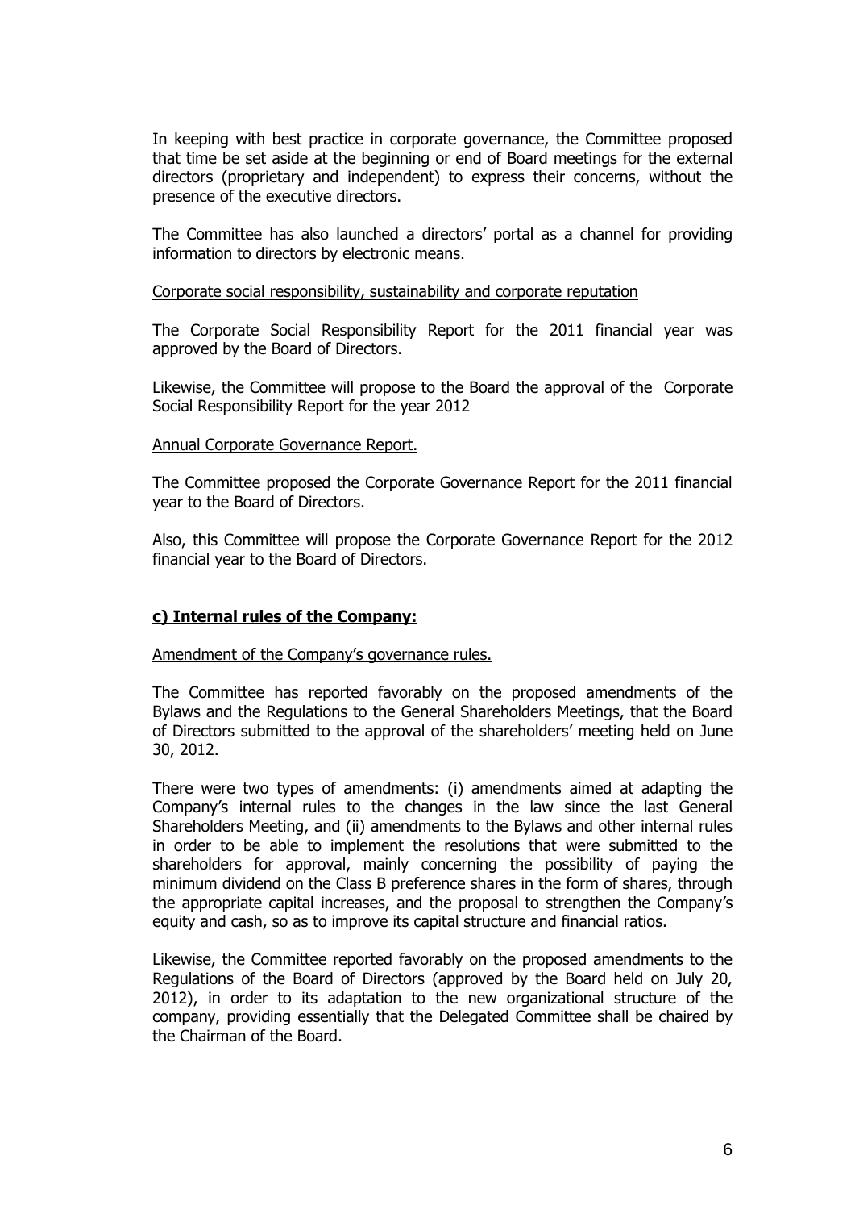In keeping with best practice in corporate governance, the Committee proposed that time be set aside at the beginning or end of Board meetings for the external directors (proprietary and independent) to express their concerns, without the presence of the executive directors.

The Committee has also launched a directors' portal as a channel for providing information to directors by electronic means.

Corporate social responsibility, sustainability and corporate reputation

The Corporate Social Responsibility Report for the 2011 financial year was approved by the Board of Directors.

Likewise, the Committee will propose to the Board the approval of the Corporate Social Responsibility Report for the year 2012

Annual Corporate Governance Report.

The Committee proposed the Corporate Governance Report for the 2011 financial year to the Board of Directors.

Also, this Committee will propose the Corporate Governance Report for the 2012 financial year to the Board of Directors.

## c) Internal rules of the Company:

Amendment of the Company's governance rules.

The Committee has reported favorably on the proposed amendments of the Bylaws and the Regulations to the General Shareholders Meetings, that the Board of Directors submitted to the approval of the shareholders' meeting held on June 30, 2012.

There were two types of amendments: (i) amendments aimed at adapting the Company's internal rules to the changes in the law since the last General Shareholders Meeting, and (ii) amendments to the Bylaws and other internal rules in order to be able to implement the resolutions that were submitted to the shareholders for approval, mainly concerning the possibility of paying the minimum dividend on the Class B preference shares in the form of shares, through the appropriate capital increases, and the proposal to strengthen the Company's equity and cash, so as to improve its capital structure and financial ratios.

Likewise, the Committee reported favorably on the proposed amendments to the Regulations of the Board of Directors (approved by the Board held on July 20, 2012), in order to its adaptation to the new organizational structure of the company, providing essentially that the Delegated Committee shall be chaired by the Chairman of the Board.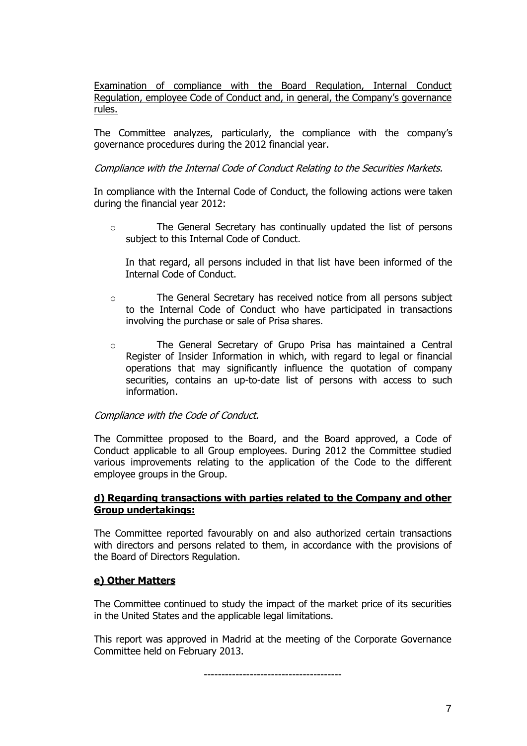<u>Examination of compliance with the Board Regulation, Internal Conduct Regulation, employee Code of Conduct and, in general, the Company's governance rules.</u>

The Committee analyzes, particularly, the compliance with the company's governance procedures during the 2012 financial year.

*Compliance with the Internal Code of Conduct Relating to the Securities Markets.*

In compliance with the Internal Code of Conduct, the following actions were taken during the financial year 2012:

- The General Secretary has continually updated the list of persons subject to this Internal Code of Conduct.

  In that regard, all persons included in that list have been informed of the Internal Code of Conduct.

- The General Secretary has received notice from all persons subject to the Internal Code of Conduct who have participated in transactions involving the purchase or sale of Prisa shares.

- The General Secretary of Grupo Prisa has maintained a Central Register of Insider Information in which, with regard to legal or financial operations that may significantly influence the quotation of company securities, contains an up-to-date list of persons with access to such information.

*Compliance with the Code of Conduct.*

The Committee proposed to the Board, and the Board approved, a Code of Conduct applicable to all Group employees. During 2012 the Committee studied various improvements relating to the application of the Code to the different employee groups in the Group.

**<u>d) Regarding transactions with parties related to the Company and other Group undertakings:</u>**

The Committee reported favourably on and also authorized certain transactions with directors and persons related to them, in accordance with the provisions of the Board of Directors Regulation.

**<u>e) Other Matters</u>**

The Committee continued to study the impact of the market price of its securities in the United States and the applicable legal limitations.

This report was approved in Madrid at the meeting of the Corporate Governance Committee held on February 2013.

---------------------------------------